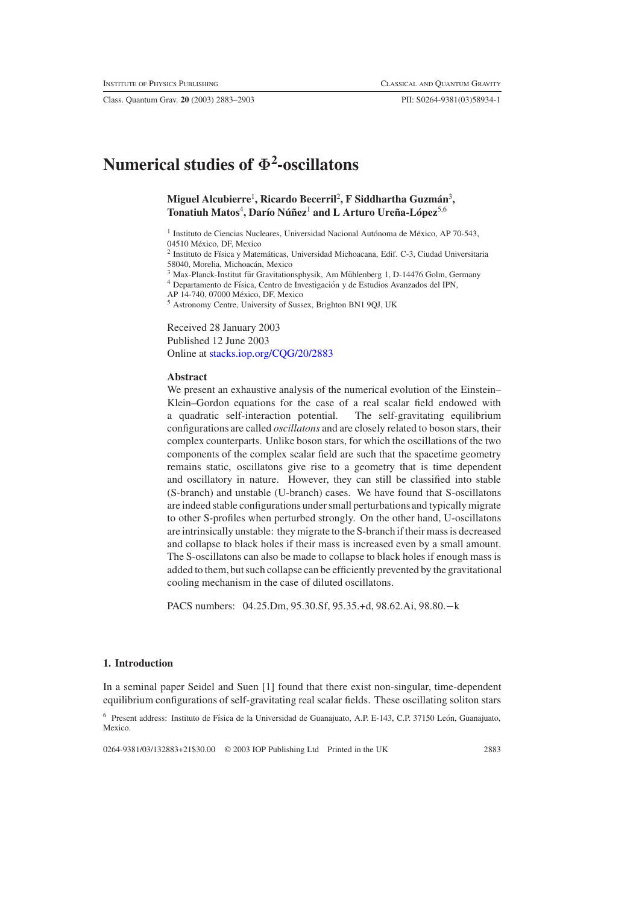# Numerical studies of $\Phi^2$-oscillatons

**Miguel Alcubierre[1], Ricardo Becerril[2], F Siddhartha Guzmán[3], Tonatiuh Matos[4], Darío Núñez[1] and L Arturo Ureña-López[5,6]**

[1] Instituto de Ciencias Nucleares, Universidad Nacional Autónoma de México, AP 70-543, 04510 México, DF, Mexico

[2] Instituto de Física y Matemáticas, Universidad Michoacana, Edif. C-3, Ciudad Universitaria 58040, Morelia, Michoacán, Mexico

[3] Max-Planck-Institut für Gravitationsphysik, Am Mühlenberg 1, D-14476 Golm, Germany

[4] Departamento de Física, Centro de Investigación y de Estudios Avanzados del IPN, AP 14-740, 07000 México, DF, Mexico

[5] Astronomy Centre, University of Sussex, Brighton BN1 9QJ, UK

Received 28 January 2003
Published 12 June 2003
Online at stacks.iop.org/CQG/20/2883

**Abstract**

We present an exhaustive analysis of the numerical evolution of the Einstein–Klein–Gordon equations for the case of a real scalar field endowed with a quadratic self-interaction potential. The self-gravitating equilibrium configurations are called *oscillatons* and are closely related to boson stars, their complex counterparts. Unlike boson stars, for which the oscillations of the two components of the complex scalar field are such that the spacetime geometry remains static, oscillatons give rise to a geometry that is time dependent and oscillatory in nature. However, they can still be classified into stable (S-branch) and unstable (U-branch) cases. We have found that S-oscillatons are indeed stable configurations under small perturbations and typically migrate to other S-profiles when perturbed strongly. On the other hand, U-oscillatons are intrinsically unstable: they migrate to the S-branch if their mass is decreased and collapse to black holes if their mass is increased even by a small amount. The S-oscillatons can also be made to collapse to black holes if enough mass is added to them, but such collapse can be efficiently prevented by the gravitational cooling mechanism in the case of diluted oscillatons.

PACS numbers: 04.25.Dm, 95.30.Sf, 95.35.+d, 98.62.Ai, 98.80.−k

## 1. Introduction

In a seminal paper Seidel and Suen [1] found that there exist non-singular, time-dependent equilibrium configurations of self-gravitating real scalar fields. These oscillating soliton stars

[6] Present address: Instituto de Física de la Universidad de Guanajuato, A.P. E-143, C.P. 37150 León, Guanajuato, Mexico.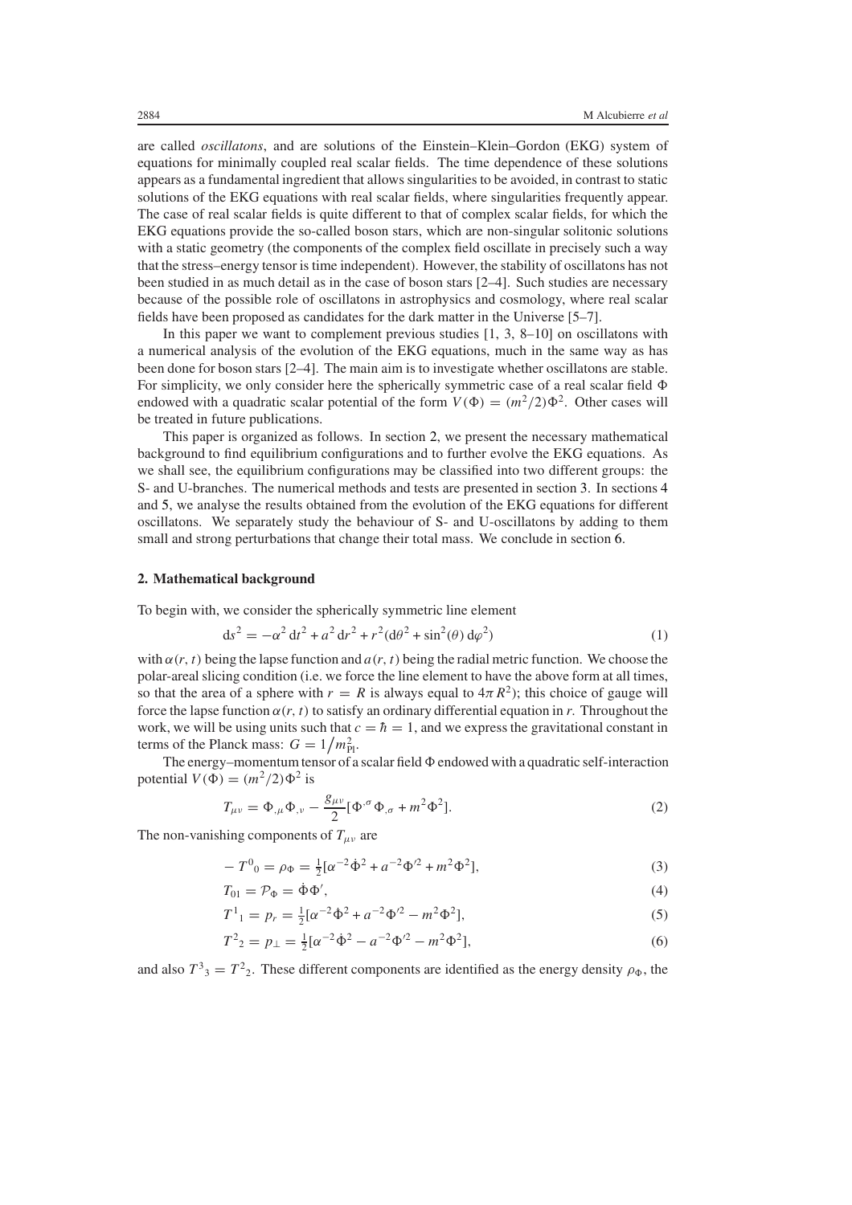are called *oscillatons*, and are solutions of the Einstein–Klein–Gordon (EKG) system of equations for minimally coupled real scalar fields. The time dependence of these solutions appears as a fundamental ingredient that allows singularities to be avoided, in contrast to static solutions of the EKG equations with real scalar fields, where singularities frequently appear. The case of real scalar fields is quite different to that of complex scalar fields, for which the EKG equations provide the so-called boson stars, which are non-singular solitonic solutions with a static geometry (the components of the complex field oscillate in precisely such a way that the stress–energy tensor is time independent). However, the stability of oscillatons has not been studied in as much detail as in the case of boson stars [2–4]. Such studies are necessary because of the possible role of oscillatons in astrophysics and cosmology, where real scalar fields have been proposed as candidates for the dark matter in the Universe [5–7].

In this paper we want to complement previous studies [1, 3, 8–10] on oscillatons with a numerical analysis of the evolution of the EKG equations, much in the same way as has been done for boson stars [2–4]. The main aim is to investigate whether oscillatons are stable. For simplicity, we only consider here the spherically symmetric case of a real scalar field $\Phi$ endowed with a quadratic scalar potential of the form $V(\Phi) = (m^2/2)\Phi^2$. Other cases will be treated in future publications.

This paper is organized as follows. In section 2, we present the necessary mathematical background to find equilibrium configurations and to further evolve the EKG equations. As we shall see, the equilibrium configurations may be classified into two different groups: the S- and U-branches. The numerical methods and tests are presented in section 3. In sections 4 and 5, we analyse the results obtained from the evolution of the EKG equations for different oscillatons. We separately study the behaviour of S- and U-oscillatons by adding to them small and strong perturbations that change their total mass. We conclude in section 6.

## 2. Mathematical background

To begin with, we consider the spherically symmetric line element

$$\mathrm{d}s^2 = -\alpha^2\,\mathrm{d}t^2 + a^2\,\mathrm{d}r^2 + r^2(\mathrm{d}\theta^2 + \sin^2(\theta)\,\mathrm{d}\varphi^2) \tag{1}$$

with $\alpha(r,t)$ being the lapse function and $a(r,t)$ being the radial metric function. We choose the polar-areal slicing condition (i.e. we force the line element to have the above form at all times, so that the area of a sphere with $r = R$ is always equal to $4\pi R^2$); this choice of gauge will force the lapse function $\alpha(r,t)$ to satisfy an ordinary differential equation in $r$. Throughout the work, we will be using units such that $c = \hbar = 1$, and we express the gravitational constant in terms of the Planck mass: $G = 1/m_{\mathrm{Pl}}^2$.

The energy–momentum tensor of a scalar field $\Phi$ endowed with a quadratic self-interaction potential $V(\Phi) = (m^2/2)\Phi^2$ is

$$T_{\mu\nu} = \Phi_{,\mu}\Phi_{,\nu} - \frac{g_{\mu\nu}}{2}[\Phi^{,\sigma}\Phi_{,\sigma} + m^2\Phi^2]. \tag{2}$$

The non-vanishing components of $T_{\mu\nu}$ are

$$-T^0{}_0 = \rho_\Phi = \tfrac{1}{2}[\alpha^{-2}\dot{\Phi}^2 + a^{-2}\Phi'^2 + m^2\Phi^2], \tag{3}$$

$$T_{01} = \mathcal{P}_\Phi = \dot{\Phi}\Phi', \tag{4}$$

$$T^1{}_1 = p_r = \tfrac{1}{2}[\alpha^{-2}\dot{\Phi}^2 + a^{-2}\Phi'^2 - m^2\Phi^2], \tag{5}$$

$$T^2{}_2 = p_\perp = \tfrac{1}{2}[\alpha^{-2}\dot{\Phi}^2 - a^{-2}\Phi'^2 - m^2\Phi^2], \tag{6}$$

and also $T^3{}_3 = T^2{}_2$. These different components are identified as the energy density $\rho_\Phi$, the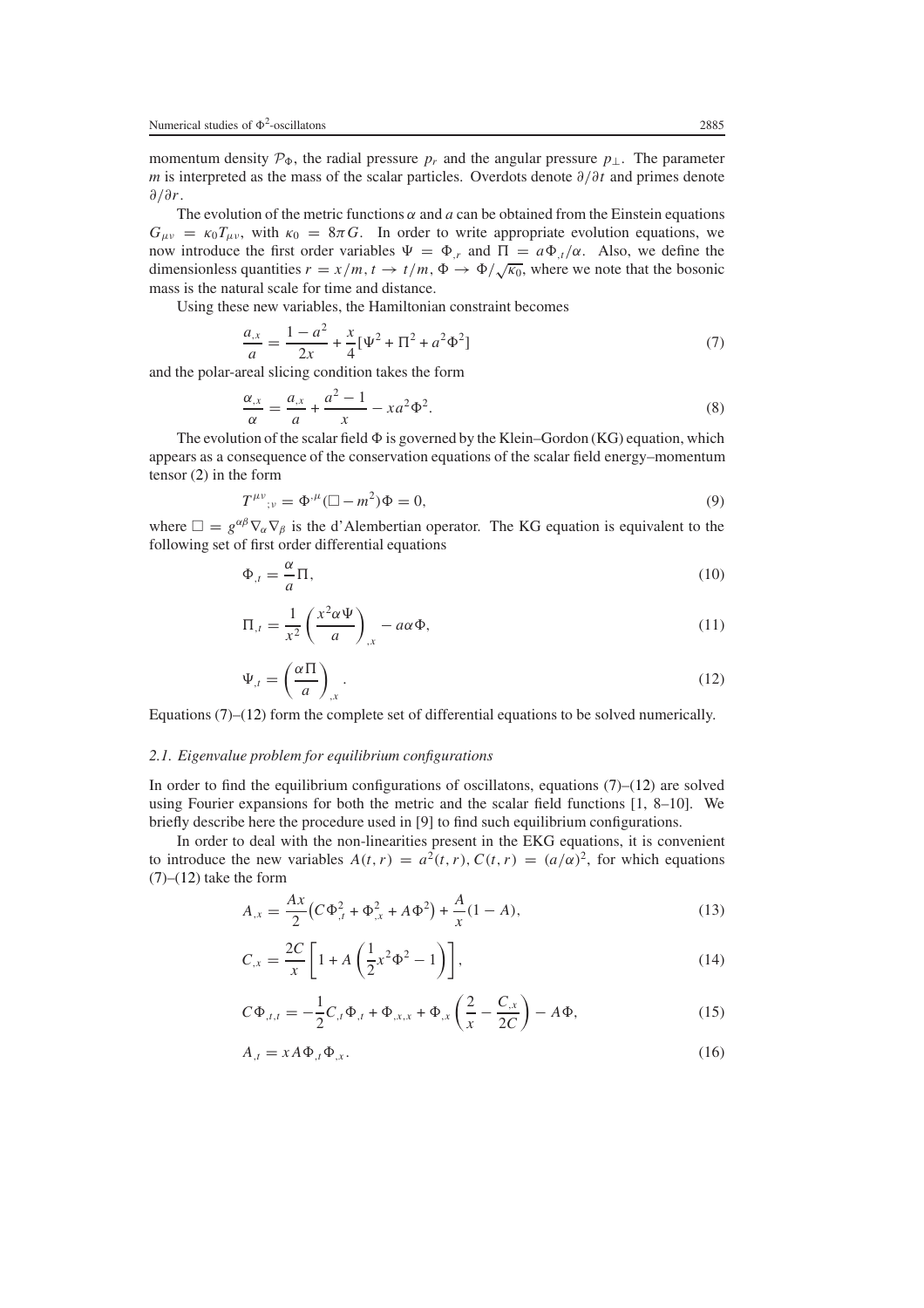momentum density $\mathcal{P}_\Phi$, the radial pressure $p_r$ and the angular pressure $p_\perp$. The parameter $m$ is interpreted as the mass of the scalar particles. Overdots denote $\partial/\partial t$ and primes denote $\partial/\partial r$.

The evolution of the metric functions $\alpha$ and $a$ can be obtained from the Einstein equations $G_{\mu\nu} = \kappa_0 T_{\mu\nu}$, with $\kappa_0 = 8\pi G$. In order to write appropriate evolution equations, we now introduce the first order variables $\Psi = \Phi_{,r}$ and $\Pi = a\Phi_{,t}/\alpha$. Also, we define the dimensionless quantities $r = x/m$, $t \to t/m$, $\Phi \to \Phi/\sqrt{\kappa_0}$, where we note that the bosonic mass is the natural scale for time and distance.

Using these new variables, the Hamiltonian constraint becomes

$$\frac{a_{,x}}{a} = \frac{1-a^2}{2x} + \frac{x}{4}[\Psi^2 + \Pi^2 + a^2\Phi^2] \tag{7}$$

and the polar-areal slicing condition takes the form

$$\frac{\alpha_{,x}}{\alpha} = \frac{a_{,x}}{a} + \frac{a^2-1}{x} - xa^2\Phi^2. \tag{8}$$

The evolution of the scalar field $\Phi$ is governed by the Klein–Gordon (KG) equation, which appears as a consequence of the conservation equations of the scalar field energy–momentum tensor (2) in the form

$$T^{\mu\nu}{}_{;\nu} = \Phi^{,\mu}(\Box - m^2)\Phi = 0, \tag{9}$$

where $\Box = g^{\alpha\beta}\nabla_\alpha\nabla_\beta$ is the d'Alembertian operator. The KG equation is equivalent to the following set of first order differential equations

$$\Phi_{,t} = \frac{\alpha}{a}\Pi, \tag{10}$$

$$\Pi_{,t} = \frac{1}{x^2}\left(\frac{x^2\alpha\Psi}{a}\right)_{,x} - a\alpha\Phi, \tag{11}$$

$$\Psi_{,t} = \left(\frac{\alpha\Pi}{a}\right)_{,x}. \tag{12}$$

Equations (7)–(12) form the complete set of differential equations to be solved numerically.

### 2.1. Eigenvalue problem for equilibrium configurations

In order to find the equilibrium configurations of oscillatons, equations (7)–(12) are solved using Fourier expansions for both the metric and the scalar field functions [1, 8–10]. We briefly describe here the procedure used in [9] to find such equilibrium configurations.

In order to deal with the non-linearities present in the EKG equations, it is convenient to introduce the new variables $A(t,r) = a^2(t,r)$, $C(t,r) = (a/\alpha)^2$, for which equations (7)–(12) take the form

$$A_{,x} = \frac{Ax}{2}\left(C\Phi_{,t}^2 + \Phi_{,x}^2 + A\Phi^2\right) + \frac{A}{x}(1-A), \tag{13}$$

$$C_{,x} = \frac{2C}{x}\left[1 + A\left(\frac{1}{2}x^2\Phi^2 - 1\right)\right], \tag{14}$$

$$C\Phi_{,t,t} = -\frac{1}{2}C_{,t}\Phi_{,t} + \Phi_{,x,x} + \Phi_{,x}\left(\frac{2}{x} - \frac{C_{,x}}{2C}\right) - A\Phi, \tag{15}$$

$$A_{,t} = xA\Phi_{,t}\Phi_{,x}. \tag{16}$$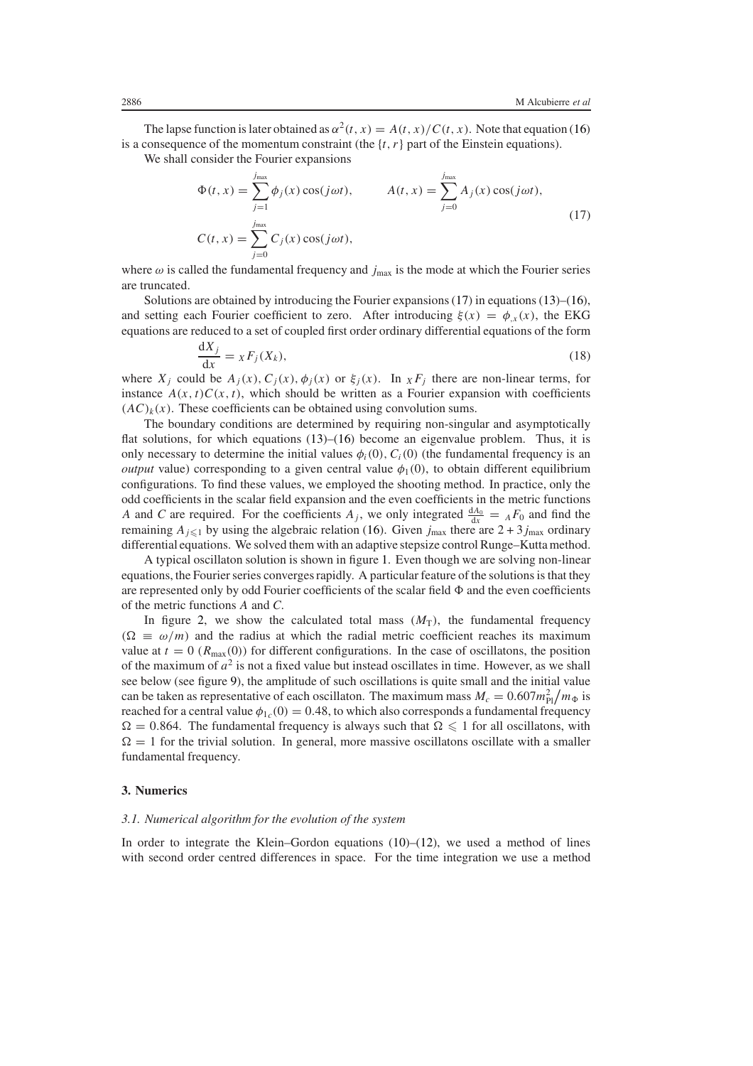The lapse function is later obtained as $\alpha^2(t, x) = A(t, x)/C(t, x)$. Note that equation (16) is a consequence of the momentum constraint (the $\{t, r\}$ part of the Einstein equations).

We shall consider the Fourier expansions

$$
\Phi(t, x) = \sum_{j=1}^{j_{\max}} \phi_j(x) \cos(j\omega t), \qquad A(t, x) = \sum_{j=0}^{j_{\max}} A_j(x) \cos(j\omega t),
$$
$$
C(t, x) = \sum_{j=0}^{j_{\max}} C_j(x) \cos(j\omega t), \tag{17}
$$

where $\omega$ is called the fundamental frequency and $j_{\max}$ is the mode at which the Fourier series are truncated.

Solutions are obtained by introducing the Fourier expansions (17) in equations (13)–(16), and setting each Fourier coefficient to zero. After introducing $\xi(x) = \phi_{,x}(x)$, the EKG equations are reduced to a set of coupled first order ordinary differential equations of the form

$$
\frac{\mathrm{d}X_j}{\mathrm{d}x} = {}_X F_j(X_k), \tag{18}
$$

where $X_j$ could be $A_j(x), C_j(x), \phi_j(x)$ or $\xi_j(x)$. In ${}_X F_j$ there are non-linear terms, for instance $A(x, t)C(x, t)$, which should be written as a Fourier expansion with coefficients $(AC)_k(x)$. These coefficients can be obtained using convolution sums.

The boundary conditions are determined by requiring non-singular and asymptotically flat solutions, for which equations (13)–(16) become an eigenvalue problem. Thus, it is only necessary to determine the initial values $\phi_i(0), C_i(0)$ (the fundamental frequency is an *output* value) corresponding to a given central value $\phi_1(0)$, to obtain different equilibrium configurations. To find these values, we employed the shooting method. In practice, only the odd coefficients in the scalar field expansion and the even coefficients in the metric functions $A$ and $C$ are required. For the coefficients $A_j$, we only integrated $\frac{\mathrm{d}A_0}{\mathrm{d}x} = {}_A F_0$ and find the remaining $A_{j\leqslant 1}$ by using the algebraic relation (16). Given $j_{\max}$ there are $2 + 3j_{\max}$ ordinary differential equations. We solved them with an adaptive stepsize control Runge–Kutta method.

A typical oscillaton solution is shown in figure 1. Even though we are solving non-linear equations, the Fourier series converges rapidly. A particular feature of the solutions is that they are represented only by odd Fourier coefficients of the scalar field $\Phi$ and the even coefficients of the metric functions $A$ and $C$.

In figure 2, we show the calculated total mass ($M_{\mathrm{T}}$), the fundamental frequency ($\Omega \equiv \omega/m$) and the radius at which the radial metric coefficient reaches its maximum value at $t = 0$ ($R_{\max}(0)$) for different configurations. In the case of oscillatons, the position of the maximum of $a^2$ is not a fixed value but instead oscillates in time. However, as we shall see below (see figure 9), the amplitude of such oscillations is quite small and the initial value can be taken as representative of each oscillaton. The maximum mass $M_c = 0.607 m_{\mathrm{Pl}}^2/m_\Phi$ is reached for a central value $\phi_{1_c}(0) = 0.48$, to which also corresponds a fundamental frequency $\Omega = 0.864$. The fundamental frequency is always such that $\Omega \leqslant 1$ for all oscillatons, with $\Omega = 1$ for the trivial solution. In general, more massive oscillatons oscillate with a smaller fundamental frequency.

## 3. Numerics

### 3.1. Numerical algorithm for the evolution of the system

In order to integrate the Klein–Gordon equations (10)–(12), we used a method of lines with second order centred differences in space. For the time integration we use a method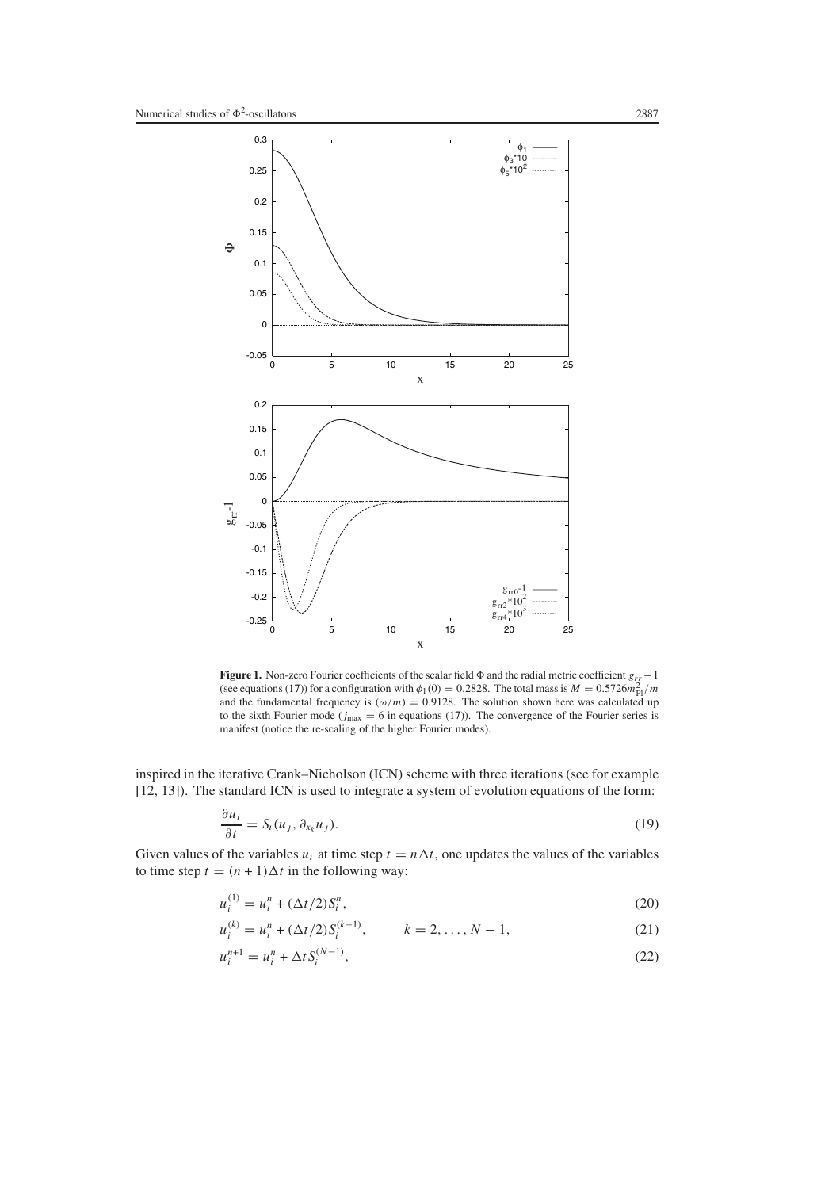**Figure 1.** Non-zero Fourier coefficients of the scalar field $\Phi$ and the radial metric coefficient $g_{rr} - 1$ (see equations (17)) for a configuration with $\phi_1(0) = 0.2828$. The total mass is $M = 0.5726 m_{\rm Pl}^2/m$ and the fundamental frequency is $(\omega/m) = 0.9128$. The solution shown here was calculated up to the sixth Fourier mode ($j_{\rm max} = 6$ in equations (17)). The convergence of the Fourier series is manifest (notice the re-scaling of the higher Fourier modes).

inspired in the iterative Crank–Nicholson (ICN) scheme with three iterations (see for example [12, 13]). The standard ICN is used to integrate a system of evolution equations of the form:

$$\frac{\partial u_i}{\partial t} = S_i(u_j, \partial_{x_k} u_j). \tag{19}$$

Given values of the variables $u_i$ at time step $t = n\Delta t$, one updates the values of the variables to time step $t = (n+1)\Delta t$ in the following way:

$$u_i^{(1)} = u_i^n + (\Delta t/2) S_i^n, \tag{20}$$

$$u_i^{(k)} = u_i^n + (\Delta t/2) S_i^{(k-1)}, \qquad k = 2, \ldots, N-1, \tag{21}$$

$$u_i^{n+1} = u_i^n + \Delta t S_i^{(N-1)}, \tag{22}$$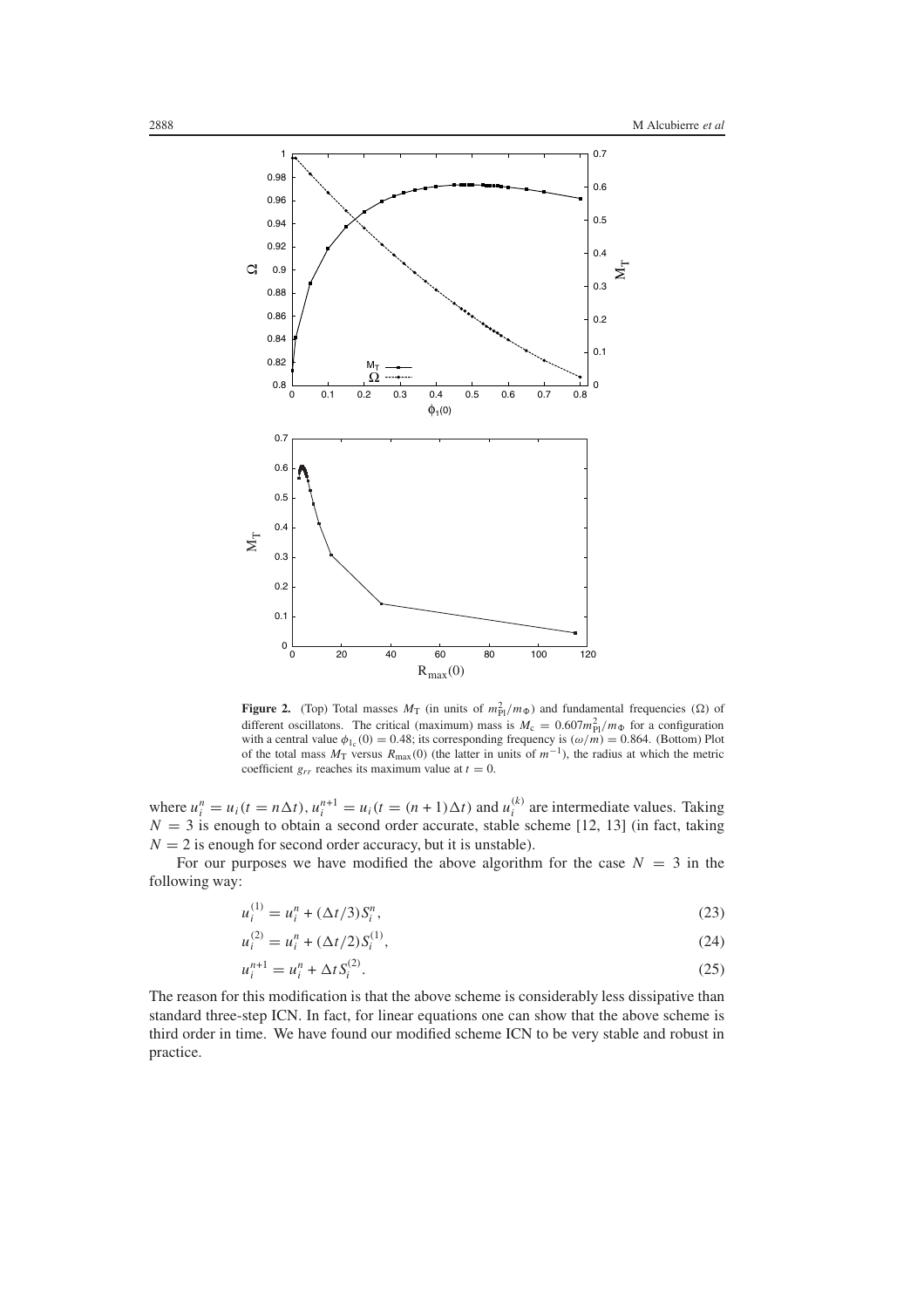**Figure 2.** (Top) Total masses $M_T$ (in units of $m_{Pl}^2/m_\Phi$) and fundamental frequencies ($\Omega$) of different oscillatons. The critical (maximum) mass is $M_c = 0.607 m_{Pl}^2/m_\Phi$ for a configuration with a central value $\phi_{1_c}(0) = 0.48$; its corresponding frequency is $(\omega/m) = 0.864$. (Bottom) Plot of the total mass $M_T$ versus $R_{max}(0)$ (the latter in units of $m^{-1}$), the radius at which the metric coefficient $g_{rr}$ reaches its maximum value at $t = 0$.

where $u_i^n = u_i(t = n\Delta t)$, $u_i^{n+1} = u_i(t = (n+1)\Delta t)$ and $u_i^{(k)}$ are intermediate values. Taking $N = 3$ is enough to obtain a second order accurate, stable scheme [12, 13] (in fact, taking $N = 2$ is enough for second order accuracy, but it is unstable).

For our purposes we have modified the above algorithm for the case $N = 3$ in the following way:

$$u_i^{(1)} = u_i^n + (\Delta t/3) S_i^n, \tag{23}$$

$$u_i^{(2)} = u_i^n + (\Delta t/2) S_i^{(1)}, \tag{24}$$

$$u_i^{n+1} = u_i^n + \Delta t S_i^{(2)}. \tag{25}$$

The reason for this modification is that the above scheme is considerably less dissipative than standard three-step ICN. In fact, for linear equations one can show that the above scheme is third order in time. We have found our modified scheme ICN to be very stable and robust in practice.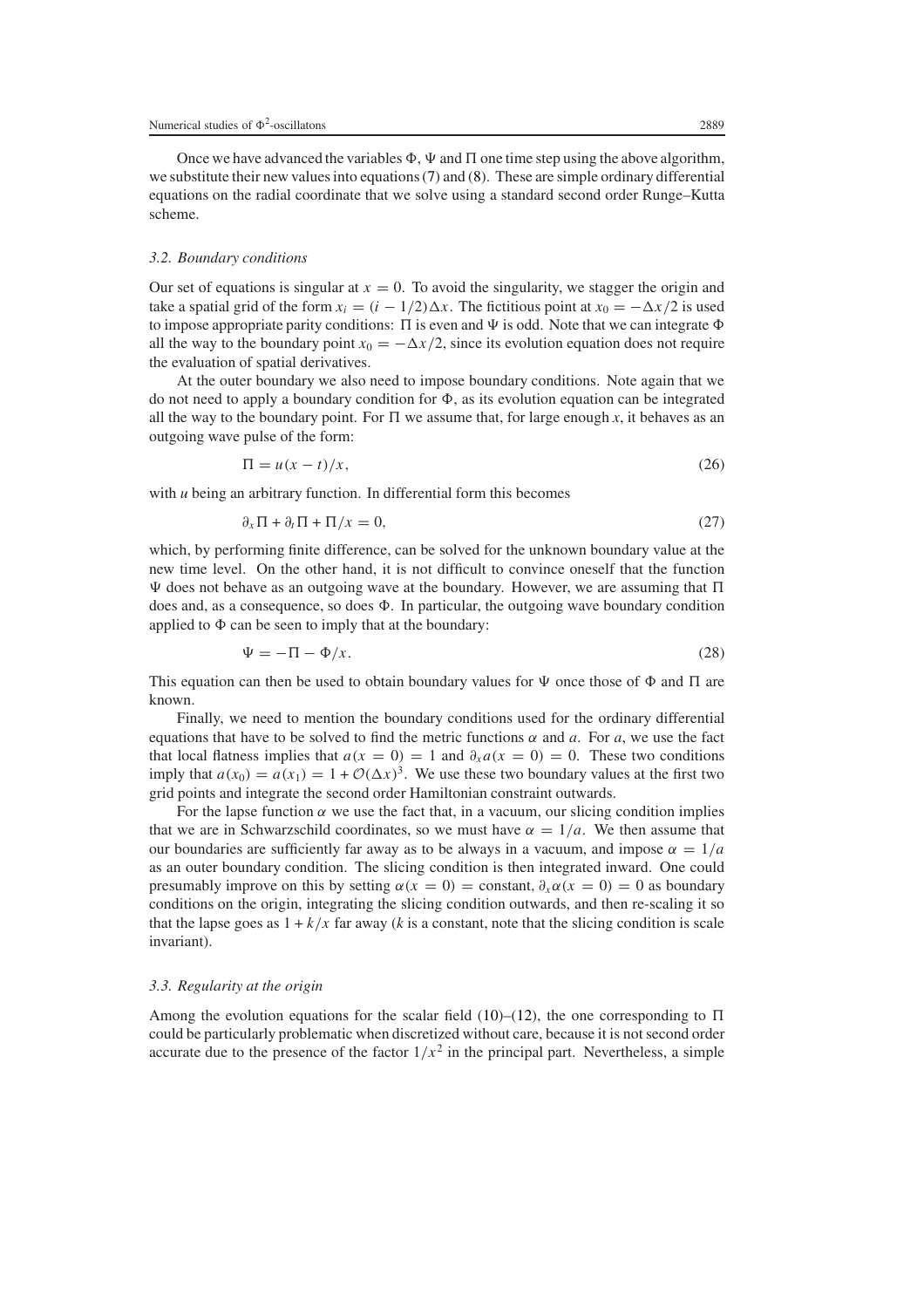Once we have advanced the variables $\Phi$, $\Psi$ and $\Pi$ one time step using the above algorithm, we substitute their new values into equations (7) and (8). These are simple ordinary differential equations on the radial coordinate that we solve using a standard second order Runge–Kutta scheme.

### *3.2. Boundary conditions*

Our set of equations is singular at $x = 0$. To avoid the singularity, we stagger the origin and take a spatial grid of the form $x_i = (i - 1/2)\Delta x$. The fictitious point at $x_0 = -\Delta x/2$ is used to impose appropriate parity conditions: $\Pi$ is even and $\Psi$ is odd. Note that we can integrate $\Phi$ all the way to the boundary point $x_0 = -\Delta x/2$, since its evolution equation does not require the evaluation of spatial derivatives.

At the outer boundary we also need to impose boundary conditions. Note again that we do not need to apply a boundary condition for $\Phi$, as its evolution equation can be integrated all the way to the boundary point. For $\Pi$ we assume that, for large enough $x$, it behaves as an outgoing wave pulse of the form:

$$\Pi = u(x - t)/x, \tag{26}$$

with $u$ being an arbitrary function. In differential form this becomes

$$\partial_x \Pi + \partial_t \Pi + \Pi/x = 0, \tag{27}$$

which, by performing finite difference, can be solved for the unknown boundary value at the new time level. On the other hand, it is not difficult to convince oneself that the function $\Psi$ does not behave as an outgoing wave at the boundary. However, we are assuming that $\Pi$ does and, as a consequence, so does $\Phi$. In particular, the outgoing wave boundary condition applied to $\Phi$ can be seen to imply that at the boundary:

$$\Psi = -\Pi - \Phi/x. \tag{28}$$

This equation can then be used to obtain boundary values for $\Psi$ once those of $\Phi$ and $\Pi$ are known.

Finally, we need to mention the boundary conditions used for the ordinary differential equations that have to be solved to find the metric functions $\alpha$ and $a$. For $a$, we use the fact that local flatness implies that $a(x = 0) = 1$ and $\partial_x a(x = 0) = 0$. These two conditions imply that $a(x_0) = a(x_1) = 1 + \mathcal{O}(\Delta x)^3$. We use these two boundary values at the first two grid points and integrate the second order Hamiltonian constraint outwards.

For the lapse function $\alpha$ we use the fact that, in a vacuum, our slicing condition implies that we are in Schwarzschild coordinates, so we must have $\alpha = 1/a$. We then assume that our boundaries are sufficiently far away as to be always in a vacuum, and impose $\alpha = 1/a$ as an outer boundary condition. The slicing condition is then integrated inward. One could presumably improve on this by setting $\alpha(x = 0) =$ constant, $\partial_x \alpha(x = 0) = 0$ as boundary conditions on the origin, integrating the slicing condition outwards, and then re-scaling it so that the lapse goes as $1 + k/x$ far away ($k$ is a constant, note that the slicing condition is scale invariant).

### *3.3. Regularity at the origin*

Among the evolution equations for the scalar field (10)–(12), the one corresponding to $\Pi$ could be particularly problematic when discretized without care, because it is not second order accurate due to the presence of the factor $1/x^2$ in the principal part. Nevertheless, a simple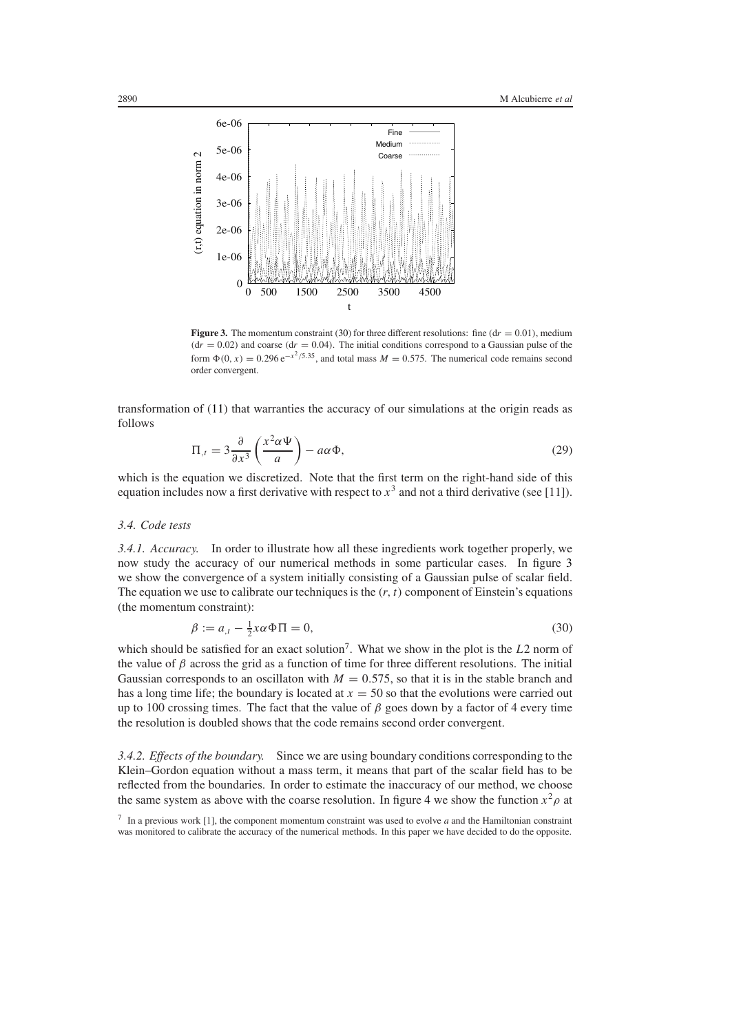**Figure 3.** The momentum constraint (30) for three different resolutions: fine ($dr = 0.01$), medium ($dr = 0.02$) and coarse ($dr = 0.04$). The initial conditions correspond to a Gaussian pulse of the form $\Phi(0, x) = 0.296\,e^{-x^2/5.35}$, and total mass $M = 0.575$. The numerical code remains second order convergent.

transformation of (11) that warranties the accuracy of our simulations at the origin reads as follows

$$\Pi_{,t} = 3\frac{\partial}{\partial x^3}\left(\frac{x^2\alpha\Psi}{a}\right) - a\alpha\Phi, \tag{29}$$

which is the equation we discretized. Note that the first term on the right-hand side of this equation includes now a first derivative with respect to $x^3$ and not a third derivative (see [11]).

### 3.4. Code tests

*3.4.1. Accuracy.* In order to illustrate how all these ingredients work together properly, we now study the accuracy of our numerical methods in some particular cases. In figure 3 we show the convergence of a system initially consisting of a Gaussian pulse of scalar field. The equation we use to calibrate our techniques is the $(r, t)$ component of Einstein's equations (the momentum constraint):

$$\beta := a_{,t} - \tfrac{1}{2}x\alpha\Phi\Pi = 0, \tag{30}$$

which should be satisfied for an exact solution[7]. What we show in the plot is the $L2$ norm of the value of $\beta$ across the grid as a function of time for three different resolutions. The initial Gaussian corresponds to an oscillaton with $M = 0.575$, so that it is in the stable branch and has a long time life; the boundary is located at $x = 50$ so that the evolutions were carried out up to 100 crossing times. The fact that the value of $\beta$ goes down by a factor of 4 every time the resolution is doubled shows that the code remains second order convergent.

*3.4.2. Effects of the boundary.* Since we are using boundary conditions corresponding to the Klein–Gordon equation without a mass term, it means that part of the scalar field has to be reflected from the boundaries. In order to estimate the inaccuracy of our method, we choose the same system as above with the coarse resolution. In figure 4 we show the function $x^2\rho$ at

[7] In a previous work [1], the component momentum constraint was used to evolve $a$ and the Hamiltonian constraint was monitored to calibrate the accuracy of the numerical methods. In this paper we have decided to do the opposite.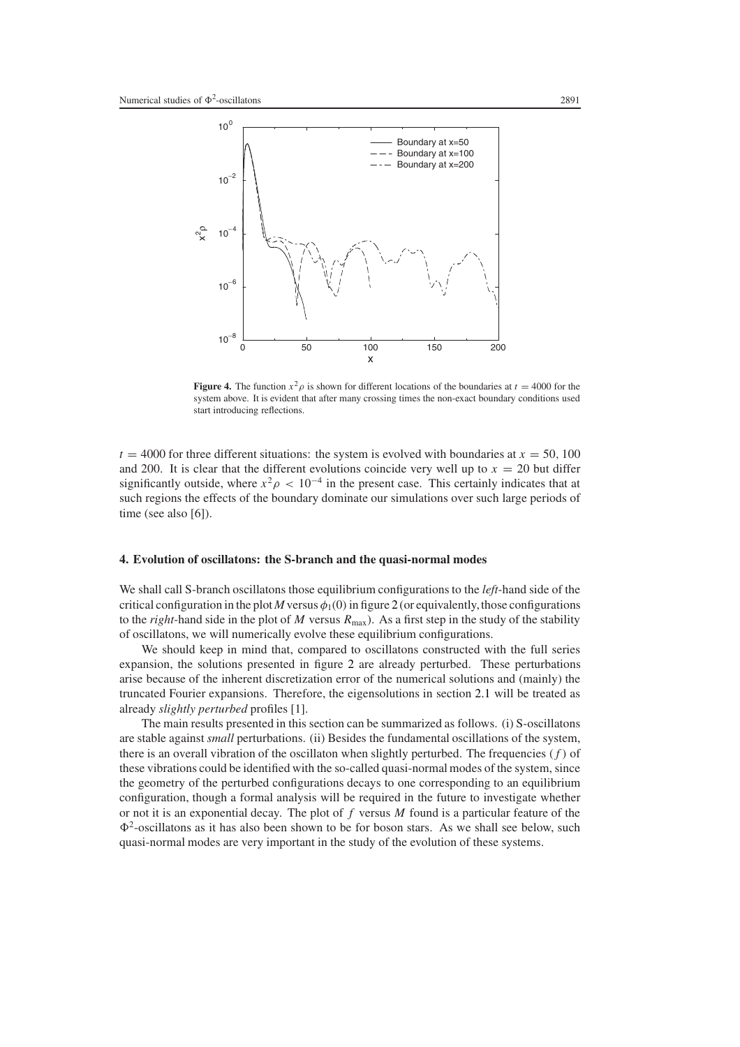**Figure 4.** The function $x^2\rho$ is shown for different locations of the boundaries at $t = 4000$ for the system above. It is evident that after many crossing times the non-exact boundary conditions used start introducing reflections.

$t = 4000$ for three different situations: the system is evolved with boundaries at $x = 50$, 100 and 200. It is clear that the different evolutions coincide very well up to $x = 20$ but differ significantly outside, where $x^2\rho < 10^{-4}$ in the present case. This certainly indicates that at such regions the effects of the boundary dominate our simulations over such large periods of time (see also [6]).

## 4. Evolution of oscillatons: the S-branch and the quasi-normal modes

We shall call S-branch oscillatons those equilibrium configurations to the *left*-hand side of the critical configuration in the plot $M$ versus $\phi_1(0)$ in figure 2 (or equivalently, those configurations to the *right*-hand side in the plot of $M$ versus $R_{\max}$). As a first step in the study of the stability of oscillatons, we will numerically evolve these equilibrium configurations.

We should keep in mind that, compared to oscillatons constructed with the full series expansion, the solutions presented in figure 2 are already perturbed. These perturbations arise because of the inherent discretization error of the numerical solutions and (mainly) the truncated Fourier expansions. Therefore, the eigensolutions in section 2.1 will be treated as already *slightly perturbed* profiles [1].

The main results presented in this section can be summarized as follows. (i) S-oscillatons are stable against *small* perturbations. (ii) Besides the fundamental oscillations of the system, there is an overall vibration of the oscillaton when slightly perturbed. The frequencies ($f$) of these vibrations could be identified with the so-called quasi-normal modes of the system, since the geometry of the perturbed configurations decays to one corresponding to an equilibrium configuration, though a formal analysis will be required in the future to investigate whether or not it is an exponential decay. The plot of $f$ versus $M$ found is a particular feature of the $\Phi^2$-oscillatons as it has also been shown to be for boson stars. As we shall see below, such quasi-normal modes are very important in the study of the evolution of these systems.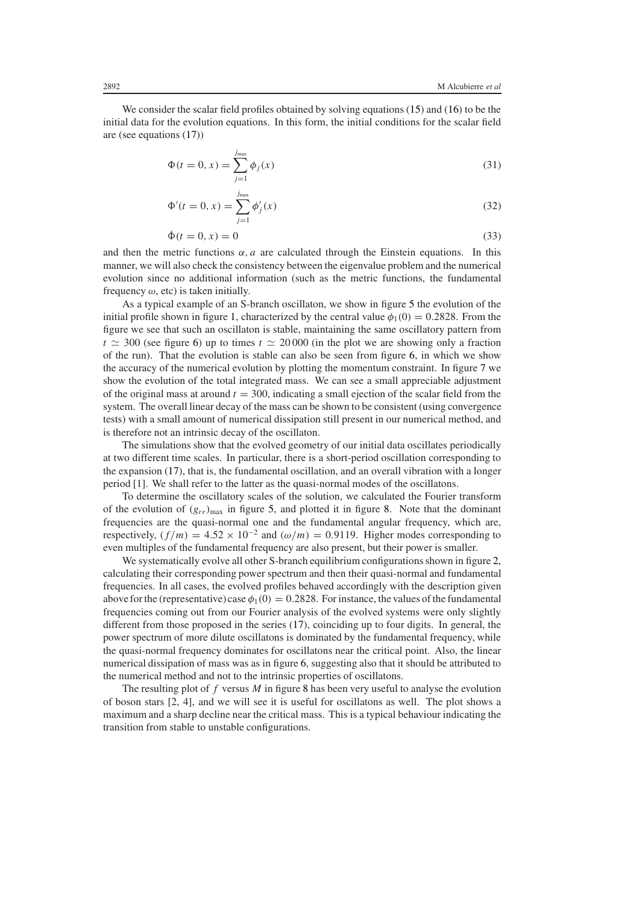We consider the scalar field profiles obtained by solving equations (15) and (16) to be the initial data for the evolution equations. In this form, the initial conditions for the scalar field are (see equations (17))

$$\Phi(t = 0, x) = \sum_{j=1}^{j_{\max}} \phi_j(x) \tag{31}$$

$$\Phi'(t = 0, x) = \sum_{j=1}^{j_{\max}} \phi'_j(x) \tag{32}$$

$$\dot{\Phi}(t = 0, x) = 0 \tag{33}$$

and then the metric functions $\alpha, a$ are calculated through the Einstein equations. In this manner, we will also check the consistency between the eigenvalue problem and the numerical evolution since no additional information (such as the metric functions, the fundamental frequency $\omega$, etc) is taken initially.

As a typical example of an S-branch oscillaton, we show in figure 5 the evolution of the initial profile shown in figure 1, characterized by the central value $\phi_1(0) = 0.2828$. From the figure we see that such an oscillaton is stable, maintaining the same oscillatory pattern from $t \simeq 300$ (see figure 6) up to times $t \simeq 20\,000$ (in the plot we are showing only a fraction of the run). That the evolution is stable can also be seen from figure 6, in which we show the accuracy of the numerical evolution by plotting the momentum constraint. In figure 7 we show the evolution of the total integrated mass. We can see a small appreciable adjustment of the original mass at around $t = 300$, indicating a small ejection of the scalar field from the system. The overall linear decay of the mass can be shown to be consistent (using convergence tests) with a small amount of numerical dissipation still present in our numerical method, and is therefore not an intrinsic decay of the oscillaton.

The simulations show that the evolved geometry of our initial data oscillates periodically at two different time scales. In particular, there is a short-period oscillation corresponding to the expansion (17), that is, the fundamental oscillation, and an overall vibration with a longer period [1]. We shall refer to the latter as the quasi-normal modes of the oscillatons.

To determine the oscillatory scales of the solution, we calculated the Fourier transform of the evolution of $(g_{rr})_{\max}$ in figure 5, and plotted it in figure 8. Note that the dominant frequencies are the quasi-normal one and the fundamental angular frequency, which are, respectively, $(f/m) = 4.52 \times 10^{-2}$ and $(\omega/m) = 0.9119$. Higher modes corresponding to even multiples of the fundamental frequency are also present, but their power is smaller.

We systematically evolve all other S-branch equilibrium configurations shown in figure 2, calculating their corresponding power spectrum and then their quasi-normal and fundamental frequencies. In all cases, the evolved profiles behaved accordingly with the description given above for the (representative) case $\phi_1(0) = 0.2828$. For instance, the values of the fundamental frequencies coming out from our Fourier analysis of the evolved systems were only slightly different from those proposed in the series (17), coinciding up to four digits. In general, the power spectrum of more dilute oscillatons is dominated by the fundamental frequency, while the quasi-normal frequency dominates for oscillatons near the critical point. Also, the linear numerical dissipation of mass was as in figure 6, suggesting also that it should be attributed to the numerical method and not to the intrinsic properties of oscillatons.

The resulting plot of $f$ versus $M$ in figure 8 has been very useful to analyse the evolution of boson stars [2, 4], and we will see it is useful for oscillatons as well. The plot shows a maximum and a sharp decline near the critical mass. This is a typical behaviour indicating the transition from stable to unstable configurations.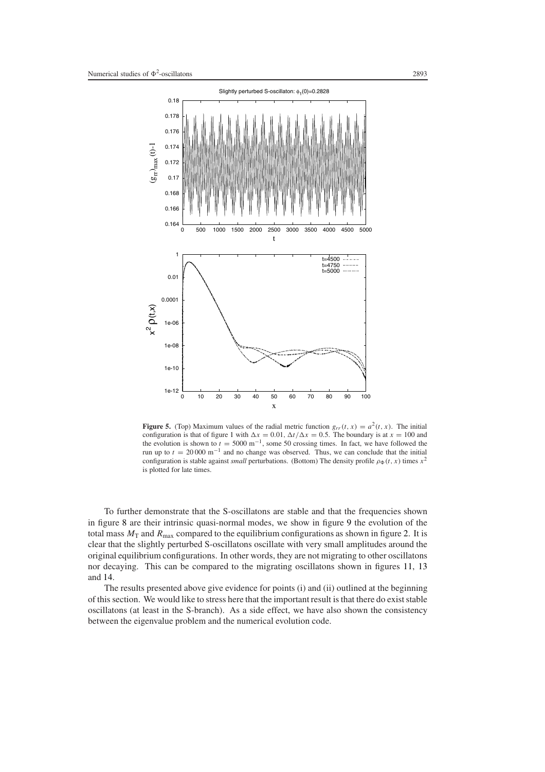**Figure 5.** (Top) Maximum values of the radial metric function $g_{rr}(t, x) = a^2(t, x)$. The initial configuration is that of figure 1 with $\Delta x = 0.01$, $\Delta t/\Delta x = 0.5$. The boundary is at $x = 100$ and the evolution is shown to $t = 5000\ \mathrm{m}^{-1}$, some 50 crossing times. In fact, we have followed the run up to $t = 20\,000\ \mathrm{m}^{-1}$ and no change was observed. Thus, we can conclude that the initial configuration is stable against *small* perturbations. (Bottom) The density profile $\rho_\Phi(t, x)$ times $x^2$ is plotted for late times.

To further demonstrate that the S-oscillatons are stable and that the frequencies shown in figure 8 are their intrinsic quasi-normal modes, we show in figure 9 the evolution of the total mass $M_T$ and $R_{\max}$ compared to the equilibrium configurations as shown in figure 2. It is clear that the slightly perturbed S-oscillatons oscillate with very small amplitudes around the original equilibrium configurations. In other words, they are not migrating to other oscillatons nor decaying. This can be compared to the migrating oscillatons shown in figures 11, 13 and 14.

The results presented above give evidence for points (i) and (ii) outlined at the beginning of this section. We would like to stress here that the important result is that there do exist stable oscillatons (at least in the S-branch). As a side effect, we have also shown the consistency between the eigenvalue problem and the numerical evolution code.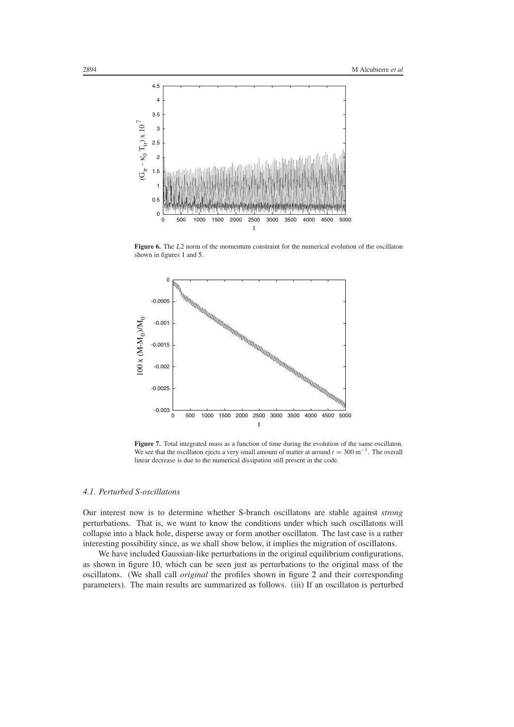**Figure 6.** The $L2$ norm of the momentum constraint for the numerical evolution of the oscillaton shown in figures 1 and 5.

**Figure 7.** Total integrated mass as a function of time during the evolution of the same oscillaton. We see that the oscillaton ejects a very small amount of matter at around $t = 300\,\mathrm{m}^{-1}$. The overall linear decrease is due to the numerical dissipation still present in the code.

### 4.1. Perturbed S-oscillatons

Our interest now is to determine whether S-branch oscillatons are stable against *strong* perturbations. That is, we want to know the conditions under which such oscillatons will collapse into a black hole, disperse away or form another oscillaton. The last case is a rather interesting possibility since, as we shall show below, it implies the migration of oscillatons.

We have included Gaussian-like perturbations in the original equilibrium configurations, as shown in figure 10, which can be seen just as perturbations to the original mass of the oscillatons. (We shall call *original* the profiles shown in figure 2 and their corresponding parameters). The main results are summarized as follows. (iii) If an oscillaton is perturbed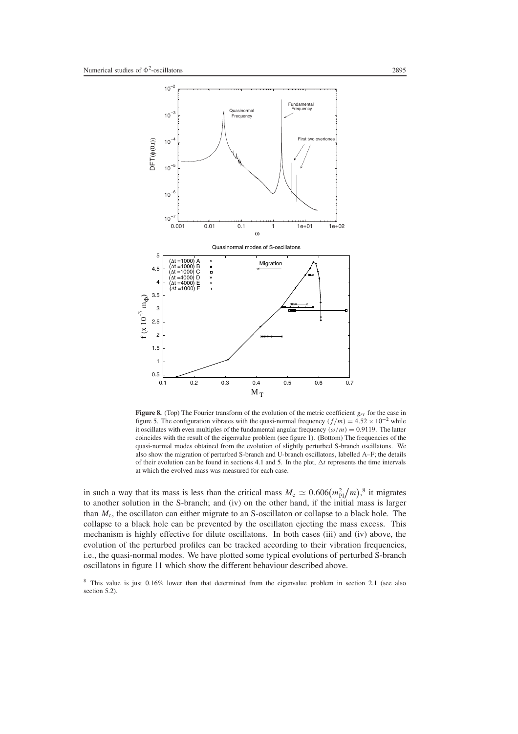**Figure 8.** (Top) The Fourier transform of the evolution of the metric coefficient $g_{rr}$ for the case in figure 5. The configuration vibrates with the quasi-normal frequency $(f/m) = 4.52 \times 10^{-2}$ while it oscillates with even multiples of the fundamental angular frequency $(\omega/m) = 0.9119$. The latter coincides with the result of the eigenvalue problem (see figure 1). (Bottom) The frequencies of the quasi-normal modes obtained from the evolution of slightly perturbed S-branch oscillatons. We also show the migration of perturbed S-branch and U-branch oscillatons, labelled A–F; the details of their evolution can be found in sections 4.1 and 5. In the plot, $\Delta t$ represents the time intervals at which the evolved mass was measured for each case.

in such a way that its mass is less than the critical mass $M_c \simeq 0.606(m_{\rm Pl}^2/m)$,[8] it migrates to another solution in the S-branch; and (iv) on the other hand, if the initial mass is larger than $M_c$, the oscillaton can either migrate to an S-oscillaton or collapse to a black hole. The collapse to a black hole can be prevented by the oscillaton ejecting the mass excess. This mechanism is highly effective for dilute oscillatons. In both cases (iii) and (iv) above, the evolution of the perturbed profiles can be tracked according to their vibration frequencies, i.e., the quasi-normal modes. We have plotted some typical evolutions of perturbed S-branch oscillatons in figure 11 which show the different behaviour described above.

[8] This value is just 0.16% lower than that determined from the eigenvalue problem in section 2.1 (see also section 5.2).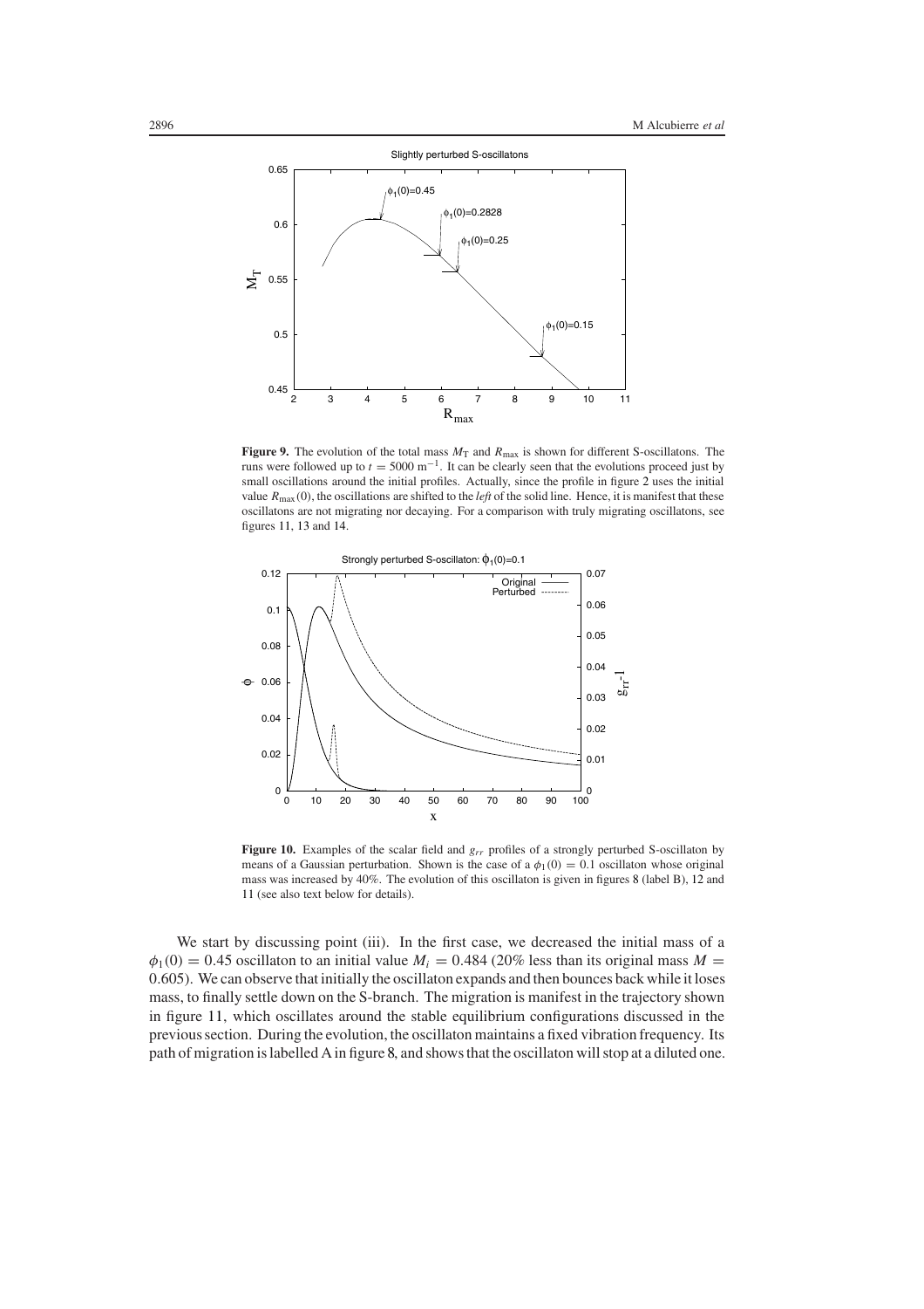**Figure 9.** The evolution of the total mass $M_T$ and $R_{max}$ is shown for different S-oscillatons. The runs were followed up to $t = 5000\ m^{-1}$. It can be clearly seen that the evolutions proceed just by small oscillations around the initial profiles. Actually, since the profile in figure 2 uses the initial value $R_{max}(0)$, the oscillations are shifted to the *left* of the solid line. Hence, it is manifest that these oscillatons are not migrating nor decaying. For a comparison with truly migrating oscillatons, see figures 11, 13 and 14.

**Figure 10.** Examples of the scalar field and $g_{rr}$ profiles of a strongly perturbed S-oscillaton by means of a Gaussian perturbation. Shown is the case of a $\phi_1(0) = 0.1$ oscillaton whose original mass was increased by 40%. The evolution of this oscillaton is given in figures 8 (label B), 12 and 11 (see also text below for details).

We start by discussing point (iii). In the first case, we decreased the initial mass of a $\phi_1(0) = 0.45$ oscillaton to an initial value $M_i = 0.484$ (20% less than its original mass $M = 0.605$). We can observe that initially the oscillaton expands and then bounces back while it loses mass, to finally settle down on the S-branch. The migration is manifest in the trajectory shown in figure 11, which oscillates around the stable equilibrium configurations discussed in the previous section. During the evolution, the oscillaton maintains a fixed vibration frequency. Its path of migration is labelled A in figure 8, and shows that the oscillaton will stop at a diluted one.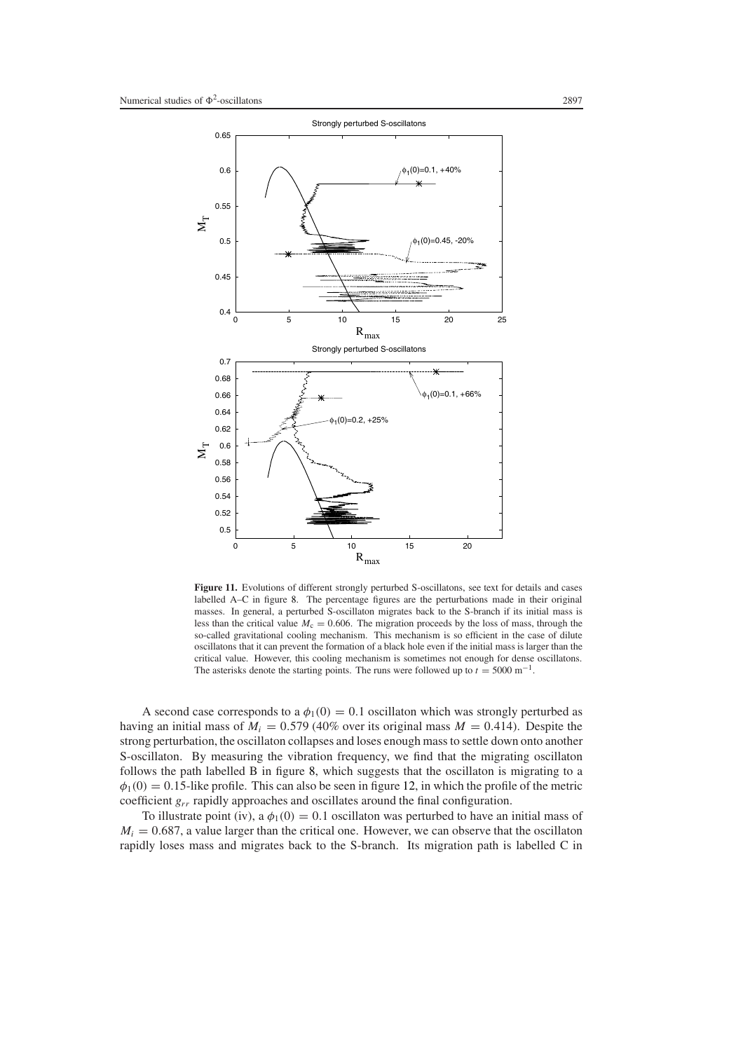**Figure 11.** Evolutions of different strongly perturbed S-oscillatons, see text for details and cases labelled A–C in figure 8. The percentage figures are the perturbations made in their original masses. In general, a perturbed S-oscillaton migrates back to the S-branch if its initial mass is less than the critical value $M_c = 0.606$. The migration proceeds by the loss of mass, through the so-called gravitational cooling mechanism. This mechanism is so efficient in the case of dilute oscillatons that it can prevent the formation of a black hole even if the initial mass is larger than the critical value. However, this cooling mechanism is sometimes not enough for dense oscillatons. The asterisks denote the starting points. The runs were followed up to $t = 5000\ \mathrm{m}^{-1}$.

A second case corresponds to a $\phi_1(0) = 0.1$ oscillaton which was strongly perturbed as having an initial mass of $M_i = 0.579$ (40% over its original mass $M = 0.414$). Despite the strong perturbation, the oscillaton collapses and loses enough mass to settle down onto another S-oscillaton. By measuring the vibration frequency, we find that the migrating oscillaton follows the path labelled B in figure 8, which suggests that the oscillaton is migrating to a $\phi_1(0) = 0.15$-like profile. This can also be seen in figure 12, in which the profile of the metric coefficient $g_{rr}$ rapidly approaches and oscillates around the final configuration.

To illustrate point (iv), a $\phi_1(0) = 0.1$ oscillaton was perturbed to have an initial mass of $M_i = 0.687$, a value larger than the critical one. However, we can observe that the oscillaton rapidly loses mass and migrates back to the S-branch. Its migration path is labelled C in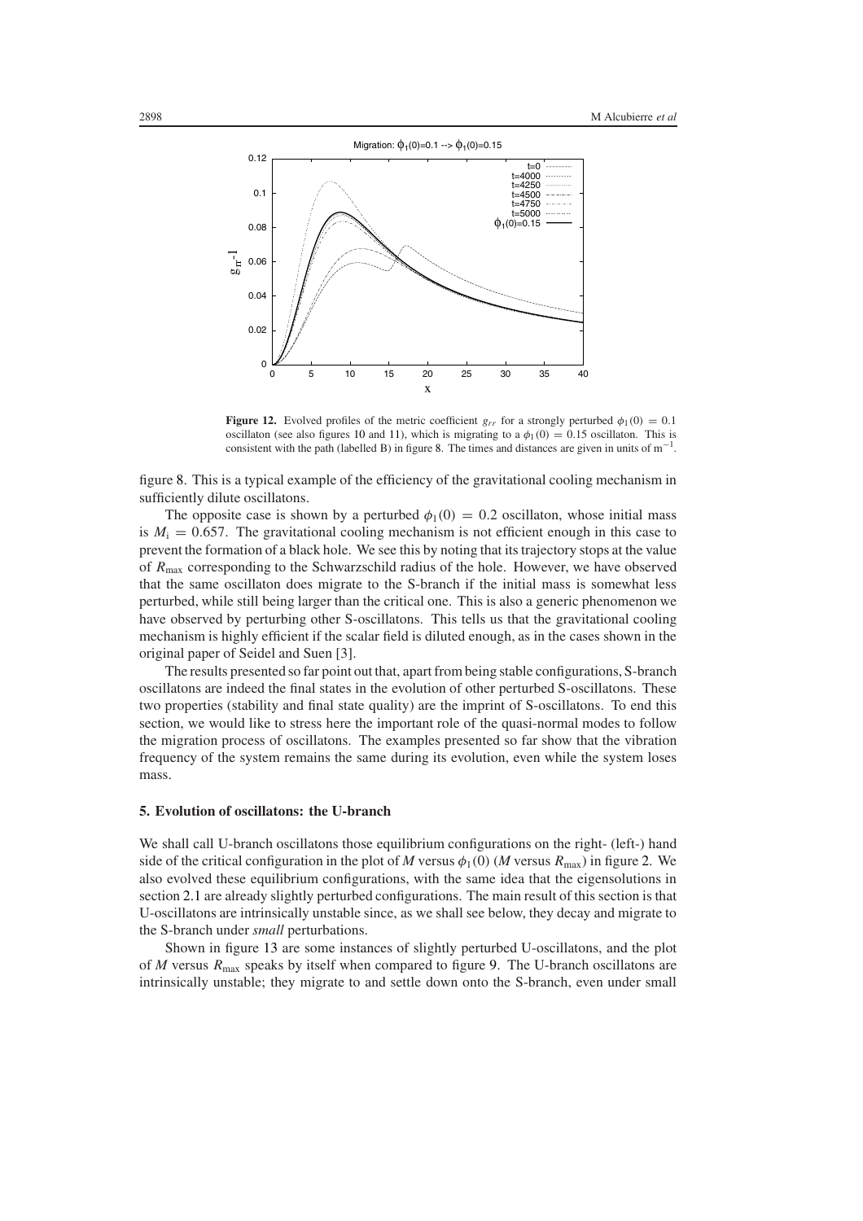**Figure 12.** Evolved profiles of the metric coefficient $g_{rr}$ for a strongly perturbed $\phi_1(0) = 0.1$ oscillaton (see also figures 10 and 11), which is migrating to a $\phi_1(0) = 0.15$ oscillaton. This is consistent with the path (labelled B) in figure 8. The times and distances are given in units of $m^{-1}$.

figure 8. This is a typical example of the efficiency of the gravitational cooling mechanism in sufficiently dilute oscillatons.

The opposite case is shown by a perturbed $\phi_1(0) = 0.2$ oscillaton, whose initial mass is $M_i = 0.657$. The gravitational cooling mechanism is not efficient enough in this case to prevent the formation of a black hole. We see this by noting that its trajectory stops at the value of $R_{max}$ corresponding to the Schwarzschild radius of the hole. However, we have observed that the same oscillaton does migrate to the S-branch if the initial mass is somewhat less perturbed, while still being larger than the critical one. This is also a generic phenomenon we have observed by perturbing other S-oscillatons. This tells us that the gravitational cooling mechanism is highly efficient if the scalar field is diluted enough, as in the cases shown in the original paper of Seidel and Suen [3].

The results presented so far point out that, apart from being stable configurations, S-branch oscillatons are indeed the final states in the evolution of other perturbed S-oscillatons. These two properties (stability and final state quality) are the imprint of S-oscillatons. To end this section, we would like to stress here the important role of the quasi-normal modes to follow the migration process of oscillatons. The examples presented so far show that the vibration frequency of the system remains the same during its evolution, even while the system loses mass.

## 5. Evolution of oscillatons: the U-branch

We shall call U-branch oscillatons those equilibrium configurations on the right- (left-) hand side of the critical configuration in the plot of $M$ versus $\phi_1(0)$ ($M$ versus $R_{max}$) in figure 2. We also evolved these equilibrium configurations, with the same idea that the eigensolutions in section 2.1 are already slightly perturbed configurations. The main result of this section is that U-oscillatons are intrinsically unstable since, as we shall see below, they decay and migrate to the S-branch under *small* perturbations.

Shown in figure 13 are some instances of slightly perturbed U-oscillatons, and the plot of $M$ versus $R_{max}$ speaks by itself when compared to figure 9. The U-branch oscillatons are intrinsically unstable; they migrate to and settle down onto the S-branch, even under small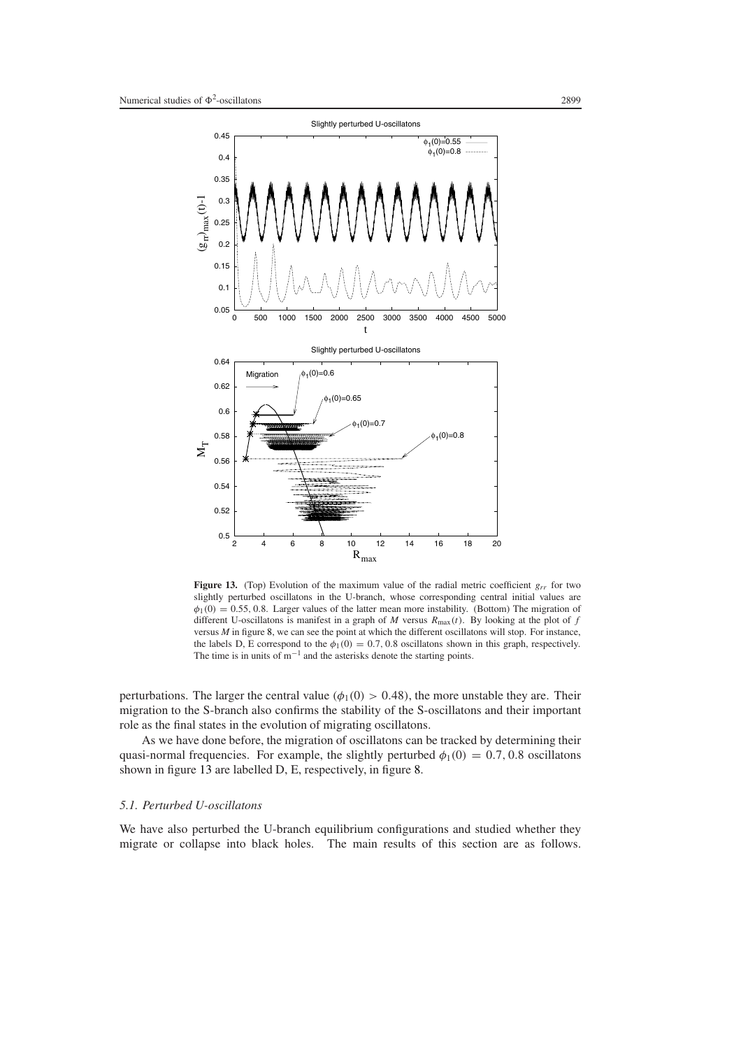**Figure 13.** (Top) Evolution of the maximum value of the radial metric coefficient $g_{rr}$ for two slightly perturbed oscillatons in the U-branch, whose corresponding central initial values are $\phi_1(0) = 0.55, 0.8$. Larger values of the latter mean more instability. (Bottom) The migration of different U-oscillatons is manifest in a graph of $M$ versus $R_{\max}(t)$. By looking at the plot of $f$ versus $M$ in figure 8, we can see the point at which the different oscillatons will stop. For instance, the labels D, E correspond to the $\phi_1(0) = 0.7, 0.8$ oscillatons shown in this graph, respectively. The time is in units of $m^{-1}$ and the asterisks denote the starting points.

perturbations. The larger the central value ($\phi_1(0) > 0.48$), the more unstable they are. Their migration to the S-branch also confirms the stability of the S-oscillatons and their important role as the final states in the evolution of migrating oscillatons.

As we have done before, the migration of oscillatons can be tracked by determining their quasi-normal frequencies. For example, the slightly perturbed $\phi_1(0) = 0.7, 0.8$ oscillatons shown in figure 13 are labelled D, E, respectively, in figure 8.

### 5.1. Perturbed U-oscillatons

We have also perturbed the U-branch equilibrium configurations and studied whether they migrate or collapse into black holes. The main results of this section are as follows.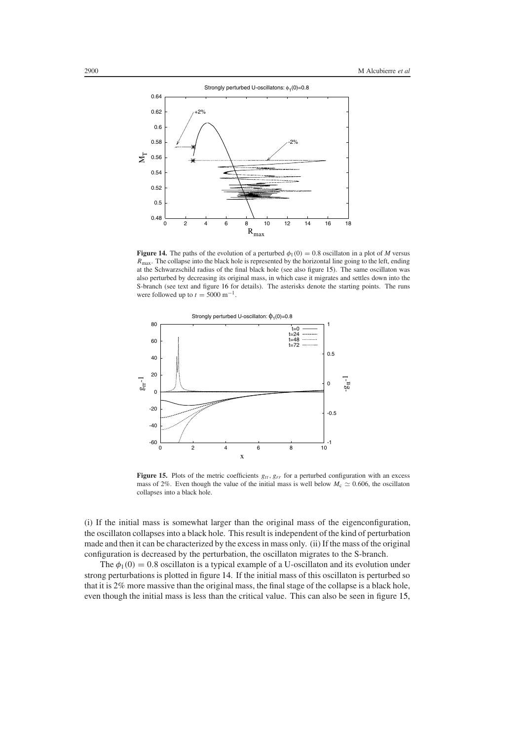**Figure 14.** The paths of the evolution of a perturbed $\phi_1(0) = 0.8$ oscillaton in a plot of $M$ versus $R_{\max}$. The collapse into the black hole is represented by the horizontal line going to the left, ending at the Schwarzschild radius of the final black hole (see also figure 15). The same oscillaton was also perturbed by decreasing its original mass, in which case it migrates and settles down into the S-branch (see text and figure 16 for details). The asterisks denote the starting points. The runs were followed up to $t = 5000\ \mathrm{m}^{-1}$.

**Figure 15.** Plots of the metric coefficients $g_{tt}$, $g_{rr}$ for a perturbed configuration with an excess mass of 2%. Even though the value of the initial mass is well below $M_c \simeq 0.606$, the oscillaton collapses into a black hole.

(i) If the initial mass is somewhat larger than the original mass of the eigenconfiguration, the oscillaton collapses into a black hole. This result is independent of the kind of perturbation made and then it can be characterized by the excess in mass only. (ii) If the mass of the original configuration is decreased by the perturbation, the oscillaton migrates to the S-branch.

The $\phi_1(0) = 0.8$ oscillaton is a typical example of a U-oscillaton and its evolution under strong perturbations is plotted in figure 14. If the initial mass of this oscillaton is perturbed so that it is 2% more massive than the original mass, the final stage of the collapse is a black hole, even though the initial mass is less than the critical value. This can also be seen in figure 15,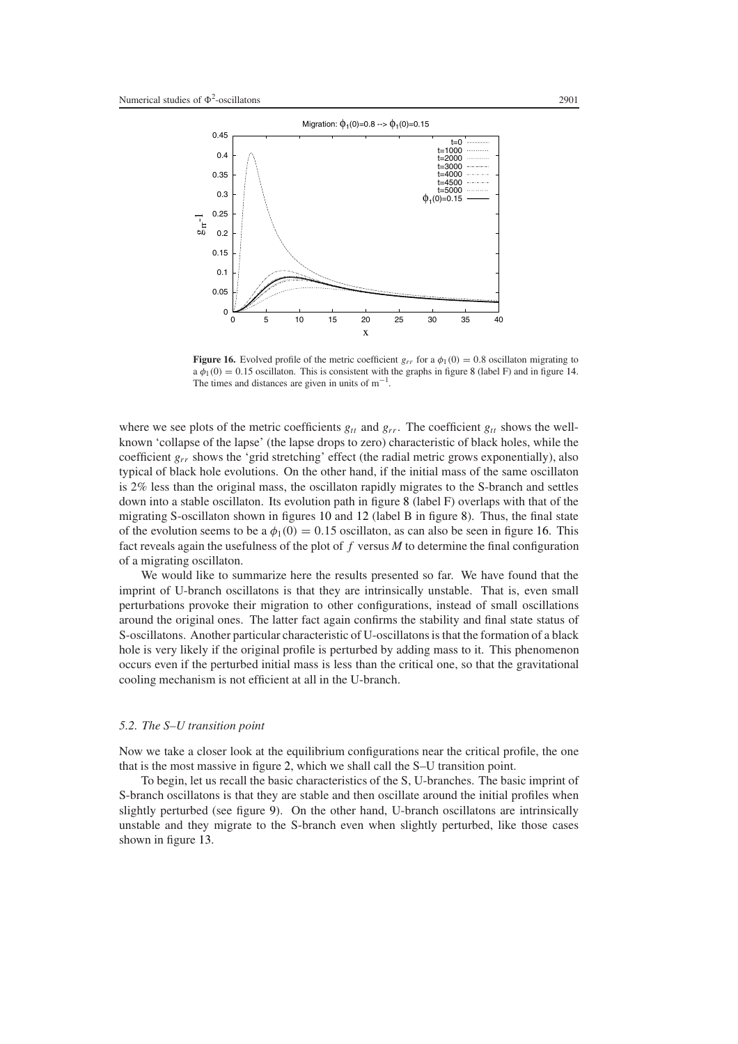**Figure 16.** Evolved profile of the metric coefficient $g_{rr}$ for a $\phi_1(0) = 0.8$ oscillaton migrating to a $\phi_1(0) = 0.15$ oscillaton. This is consistent with the graphs in figure 8 (label F) and in figure 14. The times and distances are given in units of $\mathrm{m}^{-1}$.

where we see plots of the metric coefficients $g_{tt}$ and $g_{rr}$. The coefficient $g_{tt}$ shows the well-known 'collapse of the lapse' (the lapse drops to zero) characteristic of black holes, while the coefficient $g_{rr}$ shows the 'grid stretching' effect (the radial metric grows exponentially), also typical of black hole evolutions. On the other hand, if the initial mass of the same oscillaton is 2% less than the original mass, the oscillaton rapidly migrates to the S-branch and settles down into a stable oscillaton. Its evolution path in figure 8 (label F) overlaps with that of the migrating S-oscillaton shown in figures 10 and 12 (label B in figure 8). Thus, the final state of the evolution seems to be a $\phi_1(0) = 0.15$ oscillaton, as can also be seen in figure 16. This fact reveals again the usefulness of the plot of $f$ versus $M$ to determine the final configuration of a migrating oscillaton.

We would like to summarize here the results presented so far. We have found that the imprint of U-branch oscillatons is that they are intrinsically unstable. That is, even small perturbations provoke their migration to other configurations, instead of small oscillations around the original ones. The latter fact again confirms the stability and final state status of S-oscillatons. Another particular characteristic of U-oscillatons is that the formation of a black hole is very likely if the original profile is perturbed by adding mass to it. This phenomenon occurs even if the perturbed initial mass is less than the critical one, so that the gravitational cooling mechanism is not efficient at all in the U-branch.

### *5.2. The S–U transition point*

Now we take a closer look at the equilibrium configurations near the critical profile, the one that is the most massive in figure 2, which we shall call the S–U transition point.

To begin, let us recall the basic characteristics of the S, U-branches. The basic imprint of S-branch oscillatons is that they are stable and then oscillate around the initial profiles when slightly perturbed (see figure 9). On the other hand, U-branch oscillatons are intrinsically unstable and they migrate to the S-branch even when slightly perturbed, like those cases shown in figure 13.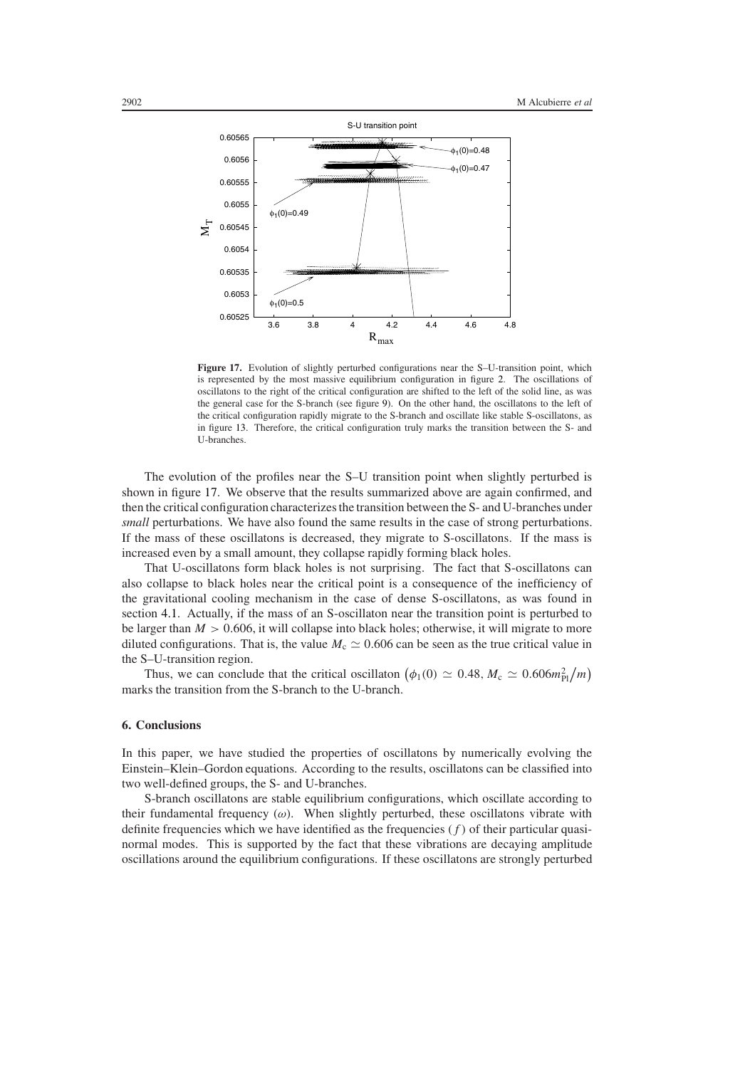**Figure 17.** Evolution of slightly perturbed configurations near the S–U-transition point, which is represented by the most massive equilibrium configuration in figure 2. The oscillations of oscillatons to the right of the critical configuration are shifted to the left of the solid line, as was the general case for the S-branch (see figure 9). On the other hand, the oscillatons to the left of the critical configuration rapidly migrate to the S-branch and oscillate like stable S-oscillatons, as in figure 13. Therefore, the critical configuration truly marks the transition between the S- and U-branches.

The evolution of the profiles near the S–U transition point when slightly perturbed is shown in figure 17. We observe that the results summarized above are again confirmed, and then the critical configuration characterizes the transition between the S- and U-branches under *small* perturbations. We have also found the same results in the case of strong perturbations. If the mass of these oscillatons is decreased, they migrate to S-oscillatons. If the mass is increased even by a small amount, they collapse rapidly forming black holes.

That U-oscillatons form black holes is not surprising. The fact that S-oscillatons can also collapse to black holes near the critical point is a consequence of the inefficiency of the gravitational cooling mechanism in the case of dense S-oscillatons, as was found in section 4.1. Actually, if the mass of an S-oscillaton near the transition point is perturbed to be larger than $M > 0.606$, it will collapse into black holes; otherwise, it will migrate to more diluted configurations. That is, the value $M_c \simeq 0.606$ can be seen as the true critical value in the S–U-transition region.

Thus, we can conclude that the critical oscillaton $\left(\phi_1(0) \simeq 0.48, M_c \simeq 0.606 m_{\text{Pl}}^2/m\right)$ marks the transition from the S-branch to the U-branch.

## 6. Conclusions

In this paper, we have studied the properties of oscillatons by numerically evolving the Einstein–Klein–Gordon equations. According to the results, oscillatons can be classified into two well-defined groups, the S- and U-branches.

S-branch oscillatons are stable equilibrium configurations, which oscillate according to their fundamental frequency ($\omega$). When slightly perturbed, these oscillatons vibrate with definite frequencies which we have identified as the frequencies ($f$) of their particular quasi-normal modes. This is supported by the fact that these vibrations are decaying amplitude oscillations around the equilibrium configurations. If these oscillatons are strongly perturbed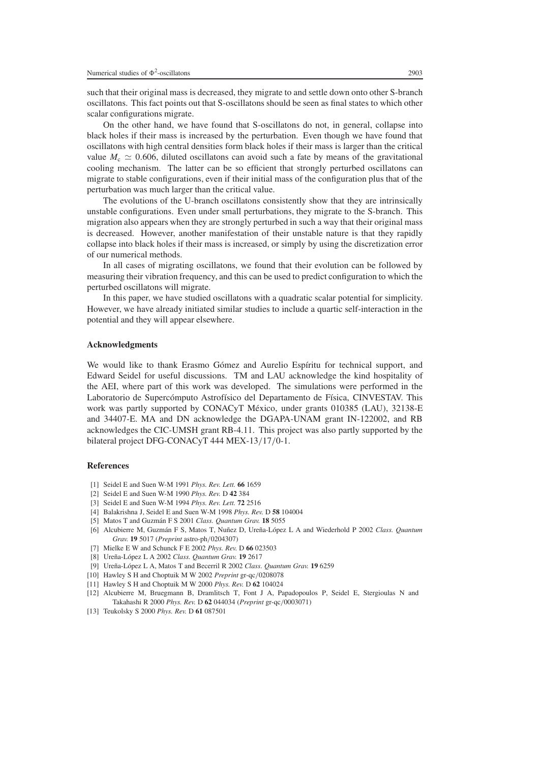such that their original mass is decreased, they migrate to and settle down onto other S-branch oscillatons. This fact points out that S-oscillatons should be seen as final states to which other scalar configurations migrate.

On the other hand, we have found that S-oscillatons do not, in general, collapse into black holes if their mass is increased by the perturbation. Even though we have found that oscillatons with high central densities form black holes if their mass is larger than the critical value $M_c \simeq 0.606$, diluted oscillatons can avoid such a fate by means of the gravitational cooling mechanism. The latter can be so efficient that strongly perturbed oscillatons can migrate to stable configurations, even if their initial mass of the configuration plus that of the perturbation was much larger than the critical value.

The evolutions of the U-branch oscillatons consistently show that they are intrinsically unstable configurations. Even under small perturbations, they migrate to the S-branch. This migration also appears when they are strongly perturbed in such a way that their original mass is decreased. However, another manifestation of their unstable nature is that they rapidly collapse into black holes if their mass is increased, or simply by using the discretization error of our numerical methods.

In all cases of migrating oscillatons, we found that their evolution can be followed by measuring their vibration frequency, and this can be used to predict configuration to which the perturbed oscillatons will migrate.

In this paper, we have studied oscillatons with a quadratic scalar potential for simplicity. However, we have already initiated similar studies to include a quartic self-interaction in the potential and they will appear elsewhere.

## Acknowledgments

We would like to thank Erasmo Gómez and Aurelio Espíritu for technical support, and Edward Seidel for useful discussions. TM and LAU acknowledge the kind hospitality of the AEI, where part of this work was developed. The simulations were performed in the Laboratorio de Supercómputo Astrofísico del Departamento de Física, CINVESTAV. This work was partly supported by CONACyT México, under grants 010385 (LAU), 32138-E and 34407-E. MA and DN acknowledge the DGAPA-UNAM grant IN-122002, and RB acknowledges the CIC-UMSH grant RB-4.11. This project was also partly supported by the bilateral project DFG-CONACyT 444 MEX-13/17/0-1.

## References

[1] Seidel E and Suen W-M 1991 *Phys. Rev. Lett.* **66** 1659

[2] Seidel E and Suen W-M 1990 *Phys. Rev.* D **42** 384

[3] Seidel E and Suen W-M 1994 *Phys. Rev. Lett.* **72** 2516

[4] Balakrishna J, Seidel E and Suen W-M 1998 *Phys. Rev.* D **58** 104004

[5] Matos T and Guzmán F S 2001 *Class. Quantum Grav.* **18** 5055

[6] Alcubierre M, Guzmán F S, Matos T, Nuñez D, Ureña-López L A and Wiederhold P 2002 *Class. Quantum Grav.* **19** 5017 (*Preprint* astro-ph/0204307)

[7] Mielke E W and Schunck F E 2002 *Phys. Rev.* D **66** 023503

[8] Ureña-López L A 2002 *Class. Quantum Grav.* **19** 2617

[9] Ureña-López L A, Matos T and Becerril R 2002 *Class. Quantum Grav.* **19** 6259

[10] Hawley S H and Choptuik M W 2002 *Preprint* gr-qc/0208078

[11] Hawley S H and Choptuik M W 2000 *Phys. Rev.* D **62** 104024

[12] Alcubierre M, Bruegmann B, Dramlitsch T, Font J A, Papadopoulos P, Seidel E, Stergioulas N and Takahashi R 2000 *Phys. Rev.* D **62** 044034 (*Preprint* gr-qc/0003071)

[13] Teukolsky S 2000 *Phys. Rev.* D **61** 087501